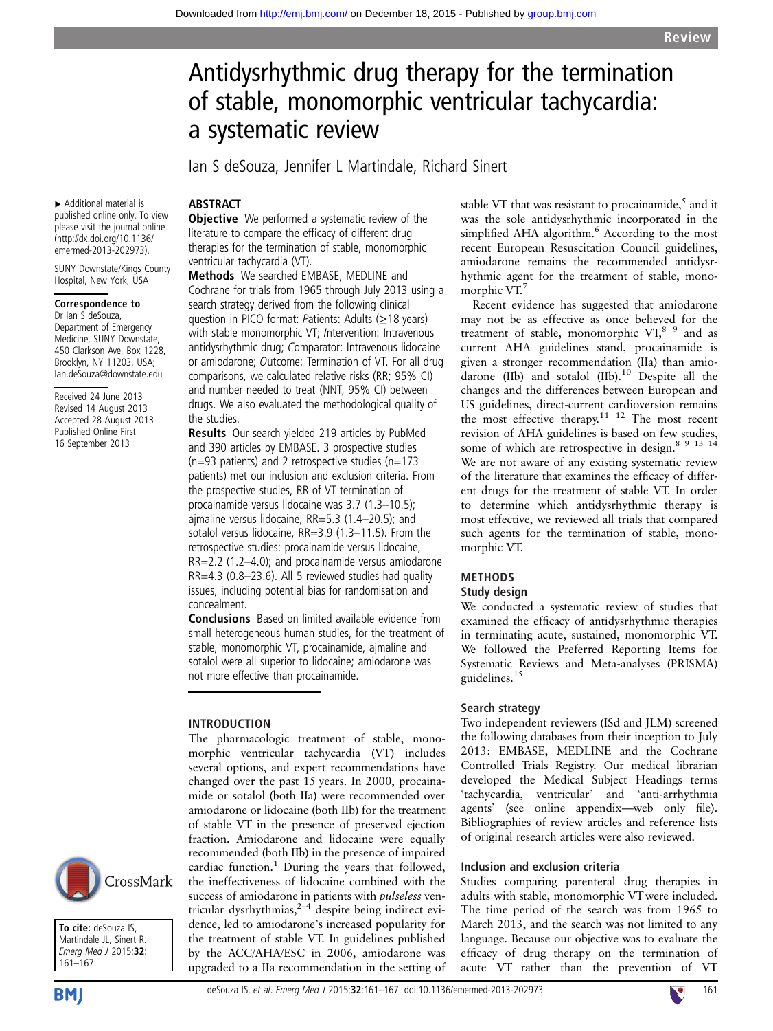# Antidysrhythmic drug therapy for the termination of stable, monomorphic ventricular tachycardia: a systematic review

Ian S deSouza, Jennifer L Martindale, Richard Sinert

▸ Additional material is published online only. To view please visit the journal online (http://dx.doi.org/10.1136/emermed-2013-202973).

SUNY Downstate/Kings County Hospital, New York, USA

**Correspondence to**
Dr Ian S deSouza, Department of Emergency Medicine, SUNY Downstate, 450 Clarkson Ave, Box 1228, Brooklyn, NY 11203, USA; Ian.deSouza@downstate.edu

Received 24 June 2013
Revised 14 August 2013
Accepted 28 August 2013
Published Online First 16 September 2013

**To cite:** deSouza IS, Martindale JL, Sinert R. *Emerg Med J* 2015;**32**:161–167.

## ABSTRACT

**Objective** We performed a systematic review of the literature to compare the efficacy of different drug therapies for the termination of stable, monomorphic ventricular tachycardia (VT).

**Methods** We searched EMBASE, MEDLINE and Cochrane for trials from 1965 through July 2013 using a search strategy derived from the following clinical question in PICO format: *P*atients: Adults (≥18 years) with stable monomorphic VT; *I*ntervention: Intravenous antidysrhythmic drug; *C*omparator: Intravenous lidocaine or amiodarone; *O*utcome: Termination of VT. For all drug comparisons, we calculated relative risks (RR; 95% CI) and number needed to treat (NNT, 95% CI) between drugs. We also evaluated the methodological quality of the studies.

**Results** Our search yielded 219 articles by PubMed and 390 articles by EMBASE. 3 prospective studies (n=93 patients) and 2 retrospective studies (n=173 patients) met our inclusion and exclusion criteria. From the prospective studies, RR of VT termination of procainamide versus lidocaine was 3.7 (1.3–10.5); ajmaline versus lidocaine, RR=5.3 (1.4–20.5); and sotalol versus lidocaine, RR=3.9 (1.3–11.5). From the retrospective studies: procainamide versus lidocaine, RR=2.2 (1.2–4.0); and procainamide versus amiodarone RR=4.3 (0.8–23.6). All 5 reviewed studies had quality issues, including potential bias for randomisation and concealment.

**Conclusions** Based on limited available evidence from small heterogeneous human studies, for the treatment of stable, monomorphic VT, procainamide, ajmaline and sotalol were all superior to lidocaine; amiodarone was not more effective than procainamide.

## INTRODUCTION

The pharmacologic treatment of stable, monomorphic ventricular tachycardia (VT) includes several options, and expert recommendations have changed over the past 15 years. In 2000, procainamide or sotalol (both IIa) were recommended over amiodarone or lidocaine (both IIb) for the treatment of stable VT in the presence of preserved ejection fraction. Amiodarone and lidocaine were equally recommended (both IIb) in the presence of impaired cardiac function.[1] During the years that followed, the ineffectiveness of lidocaine combined with the success of amiodarone in patients with *pulseless* ventricular dysrhythmias,[2–4] despite being indirect evidence, led to amiodarone's increased popularity for the treatment of stable VT. In guidelines published by the ACC/AHA/ESC in 2006, amiodarone was upgraded to a IIa recommendation in the setting of stable VT that was resistant to procainamide,[5] and it was the sole antidysrhythmic incorporated in the simplified AHA algorithm.[6] According to the most recent European Resuscitation Council guidelines, amiodarone remains the recommended antidysrhythmic agent for the treatment of stable, monomorphic VT.[7]

Recent evidence has suggested that amiodarone may not be as effective as once believed for the treatment of stable, monomorphic VT,[8 9] and as current AHA guidelines stand, procainamide is given a stronger recommendation (IIa) than amiodarone (IIb) and sotalol (IIb).[10] Despite all the changes and the differences between European and US guidelines, direct-current cardioversion remains the most effective therapy.[11 12] The most recent revision of AHA guidelines is based on few studies, some of which are retrospective in design.[8 9 13 14] We are not aware of any existing systematic review of the literature that examines the efficacy of different drugs for the treatment of stable VT. In order to determine which antidysrhythmic therapy is most effective, we reviewed all trials that compared such agents for the termination of stable, monomorphic VT.

## METHODS

### Study design

We conducted a systematic review of studies that examined the efficacy of antidysrhythmic therapies in terminating acute, sustained, monomorphic VT. We followed the Preferred Reporting Items for Systematic Reviews and Meta-analyses (PRISMA) guidelines.[15]

### Search strategy

Two independent reviewers (ISd and JLM) screened the following databases from their inception to July 2013: EMBASE, MEDLINE and the Cochrane Controlled Trials Registry. Our medical librarian developed the Medical Subject Headings terms 'tachycardia, ventricular' and 'anti-arrhythmia agents' (see online appendix—web only file). Bibliographies of review articles and reference lists of original research articles were also reviewed.

### Inclusion and exclusion criteria

Studies comparing parenteral drug therapies in adults with stable, monomorphic VT were included. The time period of the search was from 1965 to March 2013, and the search was not limited to any language. Because our objective was to evaluate the efficacy of drug therapy on the termination of acute VT rather than the prevention of VT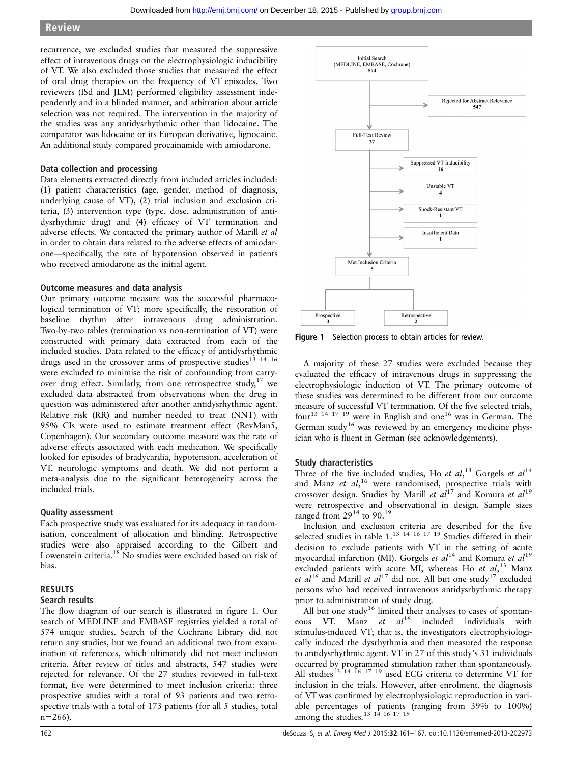recurrence, we excluded studies that measured the suppressive effect of intravenous drugs on the electrophysiologic inducibility of VT. We also excluded those studies that measured the effect of oral drug therapies on the frequency of VT episodes. Two reviewers (ISd and JLM) performed eligibility assessment independently and in a blinded manner, and arbitration about article selection was not required. The intervention in the majority of the studies was any antidysrhythmic other than lidocaine. The comparator was lidocaine or its European derivative, lignocaine. An additional study compared procainamide with amiodarone.

### Data collection and processing

Data elements extracted directly from included articles included: (1) patient characteristics (age, gender, method of diagnosis, underlying cause of VT), (2) trial inclusion and exclusion criteria, (3) intervention type (type, dose, administration of antidysrhythmic drug) and (4) efficacy of VT termination and adverse effects. We contacted the primary author of Marill *et al* in order to obtain data related to the adverse effects of amiodarone—specifically, the rate of hypotension observed in patients who received amiodarone as the initial agent.

### Outcome measures and data analysis

Our primary outcome measure was the successful pharmacological termination of VT; more specifically, the restoration of baseline rhythm after intravenous drug administration. Two-by-two tables (termination vs non-termination of VT) were constructed with primary data extracted from each of the included studies. Data related to the efficacy of antidysrhythmic drugs used in the crossover arms of prospective studies[13 14 16] were excluded to minimise the risk of confounding from carry-over drug effect. Similarly, from one retrospective study,[17] we excluded data abstracted from observations when the drug in question was administered after another antidysrhythmic agent. Relative risk (RR) and number needed to treat (NNT) with 95% CIs were used to estimate treatment effect (RevMan5, Copenhagen). Our secondary outcome measure was the rate of adverse effects associated with each medication. We specifically looked for episodes of bradycardia, hypotension, acceleration of VT, neurologic symptoms and death. We did not perform a meta-analysis due to the significant heterogeneity across the included trials.

### Quality assessment

Each prospective study was evaluated for its adequacy in randomisation, concealment of allocation and blinding. Retrospective studies were also appraised according to the Gilbert and Lowenstein criteria.[18] No studies were excluded based on risk of bias.

## RESULTS

### Search results

The flow diagram of our search is illustrated in figure 1. Our search of MEDLINE and EMBASE registries yielded a total of 574 unique studies. Search of the Cochrane Library did not return any studies, but we found an additional two from examination of references, which ultimately did not meet inclusion criteria. After review of titles and abstracts, 547 studies were rejected for relevance. Of the 27 studies reviewed in full-text format, five were determined to meet inclusion criteria: three prospective studies with a total of 93 patients and two retrospective trials with a total of 173 patients (for all 5 studies, total n=266).

Initial Search (MEDLINE, EMBASE, Cochrane) 574 → Rejected for Abstract Relevance 547 → Full-Text Review 27 → Suppressed VT Inducibility 16; Unstable VT 4; Shock-Resistant VT 1; Insufficient Data 1 → Met Inclusion Criteria 5 → Prospective 3; Retrospective 2

**Figure 1** Selection process to obtain articles for review.

A majority of these 27 studies were excluded because they evaluated the efficacy of intravenous drugs in suppressing the electrophysiologic induction of VT. The primary outcome of these studies was determined to be different from our outcome measure of successful VT termination. Of the five selected trials, four[13 14 17 19] were in English and one[16] was in German. The German study[16] was reviewed by an emergency medicine physician who is fluent in German (see acknowledgements).

### Study characteristics

Three of the five included studies, Ho *et al*,[13] Gorgels *et al*[14] and Manz *et al*,[16] were randomised, prospective trials with crossover design. Studies by Marill *et al*[17] and Komura *et al*[19] were retrospective and observational in design. Sample sizes ranged from 29[14] to 90.[19]

Inclusion and exclusion criteria are described for the five selected studies in table 1.[13 14 16 17 19] Studies differed in their decision to exclude patients with VT in the setting of acute myocardial infarction (MI). Gorgels *et al*[14] and Komura *et al*[19] excluded patients with acute MI, whereas Ho *et al*,[13] Manz *et al*[16] and Marill *et al*[17] did not. All but one study[17] excluded persons who had received intravenous antidysrhythmic therapy prior to administration of study drug.

All but one study[16] limited their analyses to cases of spontaneous VT. Manz *et al*[16] included individuals with stimulus-induced VT; that is, the investigators electrophysiologically induced the dysrhythmia and then measured the response to antidysrhythmic agent. VT in 27 of this study's 31 individuals occurred by programmed stimulation rather than spontaneously. All studies[13 14 16 17 19] used ECG criteria to determine VT for inclusion in the trials. However, after enrolment, the diagnosis of VT was confirmed by electrophysiologic reproduction in variable percentages of patients (ranging from 39% to 100%) among the studies.[13 14 16 17 19]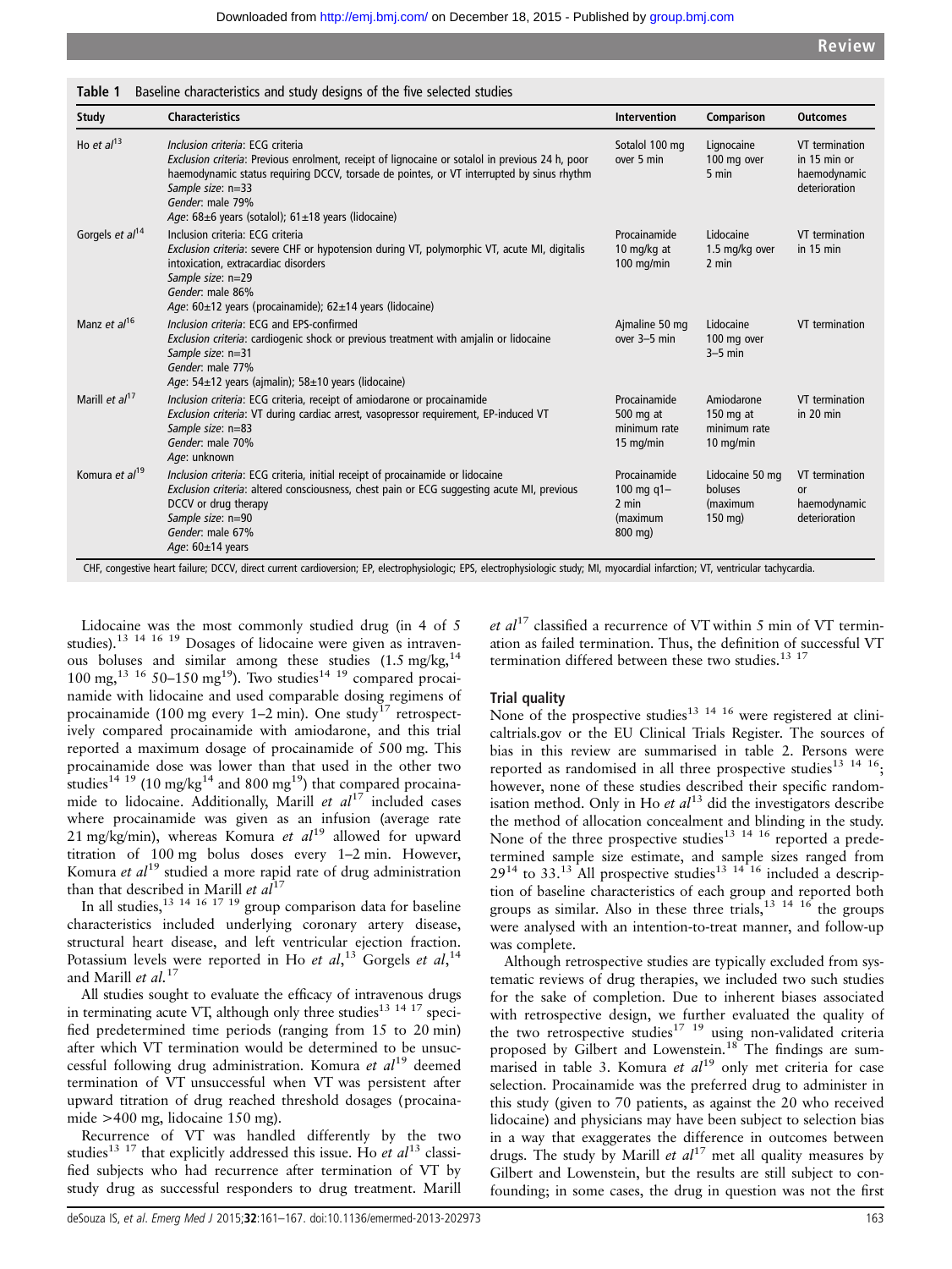**Table 1** Baseline characteristics and study designs of the five selected studies

| Study | Characteristics | Intervention | Comparison | Outcomes |
|---|---|---|---|---|
| Ho *et al*[13] | *Inclusion criteria*: ECG criteria<br>*Exclusion criteria*: Previous enrolment, receipt of lignocaine or sotalol in previous 24 h, poor haemodynamic status requiring DCCV, torsade de pointes, or VT interrupted by sinus rhythm<br>*Sample size*: n=33<br>*Gender*: male 79%<br>*Age*: 68±6 years (sotalol); 61±18 years (lidocaine) | Sotalol 100 mg over 5 min | Lignocaine 100 mg over 5 min | VT termination in 15 min or haemodynamic deterioration |
| Gorgels *et al*[14] | Inclusion criteria: ECG criteria<br>*Exclusion criteria*: severe CHF or hypotension during VT, polymorphic VT, acute MI, digitalis intoxication, extracardiac disorders<br>*Sample size*: n=29<br>*Gender*: male 86%<br>*Age*: 60±12 years (procainamide); 62±14 years (lidocaine) | Procainamide 10 mg/kg at 100 mg/min | Lidocaine 1.5 mg/kg over 2 min | VT termination in 15 min |
| Manz *et al*[16] | *Inclusion criteria*: ECG and EPS-confirmed<br>*Exclusion criteria*: cardiogenic shock or previous treatment with amjalin or lidocaine<br>*Sample size*: n=31<br>*Gender*: male 77%<br>*Age*: 54±12 years (ajmalin); 58±10 years (lidocaine) | Ajmaline 50 mg over 3–5 min | Lidocaine 100 mg over 3–5 min | VT termination |
| Marill *et al*[17] | *Inclusion criteria*: ECG criteria, receipt of amiodarone or procainamide<br>*Exclusion criteria*: VT during cardiac arrest, vasopressor requirement, EP-induced VT<br>*Sample size*: n=83<br>*Gender*: male 70%<br>*Age*: unknown | Procainamide 500 mg at minimum rate 15 mg/min | Amiodarone 150 mg at minimum rate 10 mg/min | VT termination in 20 min |
| Komura *et al*[19] | *Inclusion criteria*: ECG criteria, initial receipt of procainamide or lidocaine<br>*Exclusion criteria*: altered consciousness, chest pain or ECG suggesting acute MI, previous DCCV or drug therapy<br>*Sample size*: n=90<br>*Gender*: male 67%<br>*Age*: 60±14 years | Procainamide 100 mg q1–2 min (maximum 800 mg) | Lidocaine 50 mg boluses (maximum 150 mg) | VT termination or haemodynamic deterioration |

CHF, congestive heart failure; DCCV, direct current cardioversion; EP, electrophysiologic; EPS, electrophysiologic study; MI, myocardial infarction; VT, ventricular tachycardia.

Lidocaine was the most commonly studied drug (in 4 of 5 studies).[13,14,16,19] Dosages of lidocaine were given as intravenous boluses and similar among these studies (1.5 mg/kg,[14] 100 mg,[13,16] 50–150 mg[19]). Two studies[14,19] compared procainamide with lidocaine and used comparable dosing regimens of procainamide (100 mg every 1–2 min). One study[17] retrospectively compared procainamide with amiodarone, and this trial reported a maximum dosage of procainamide of 500 mg. This procainamide dose was lower than that used in the other two studies[14,19] (10 mg/kg[14] and 800 mg[19]) that compared procainamide to lidocaine. Additionally, Marill *et al*[17] included cases where procainamide was given as an infusion (average rate 21 mg/kg/min), whereas Komura *et al*[19] allowed for upward titration of 100 mg bolus doses every 1–2 min. However, Komura *et al*[19] studied a more rapid rate of drug administration than that described in Marill *et al*[17]

In all studies,[13,14,16,17,19] group comparison data for baseline characteristics included underlying coronary artery disease, structural heart disease, and left ventricular ejection fraction. Potassium levels were reported in Ho *et al*,[13] Gorgels *et al*,[14] and Marill *et al*.[17]

All studies sought to evaluate the efficacy of intravenous drugs in terminating acute VT, although only three studies[13,14,17] specified predetermined time periods (ranging from 15 to 20 min) after which VT termination would be determined to be unsuccessful following drug administration. Komura *et al*[19] deemed termination of VT unsuccessful when VT was persistent after upward titration of drug reached threshold dosages (procainamide >400 mg, lidocaine 150 mg).

Recurrence of VT was handled differently by the two studies[13,17] that explicitly addressed this issue. Ho *et al*[13] classified subjects who had recurrence after termination of VT by study drug as successful responders to drug treatment. Marill *et al*[17] classified a recurrence of VT within 5 min of VT termination as failed termination. Thus, the definition of successful VT termination differed between these two studies.[13,17]

### Trial quality

None of the prospective studies[13,14,16] were registered at clinicaltrials.gov or the EU Clinical Trials Register. The sources of bias in this review are summarised in table 2. Persons were reported as randomised in all three prospective studies[13,14,16]; however, none of these studies described their specific randomisation method. Only in Ho *et al*[13] did the investigators describe the method of allocation concealment and blinding in the study. None of the three prospective studies[13,14,16] reported a predetermined sample size estimate, and sample sizes ranged from 29[14] to 33.[13] All prospective studies[13,14,16] included a description of baseline characteristics of each group and reported both groups as similar. Also in these three trials,[13,14,16] the groups were analysed with an intention-to-treat manner, and follow-up was complete.

Although retrospective studies are typically excluded from systematic reviews of drug therapies, we included two such studies for the sake of completion. Due to inherent biases associated with retrospective design, we further evaluated the quality of the two retrospective studies[17,19] using non-validated criteria proposed by Gilbert and Lowenstein.[18] The findings are summarised in table 3. Komura *et al*[19] only met criteria for case selection. Procainamide was the preferred drug to administer in this study (given to 70 patients, as against the 20 who received lidocaine) and physicians may have been subject to selection bias in a way that exaggerates the difference in outcomes between drugs. The study by Marill *et al*[17] met all quality measures by Gilbert and Lowenstein, but the results are still subject to confounding; in some cases, the drug in question was not the first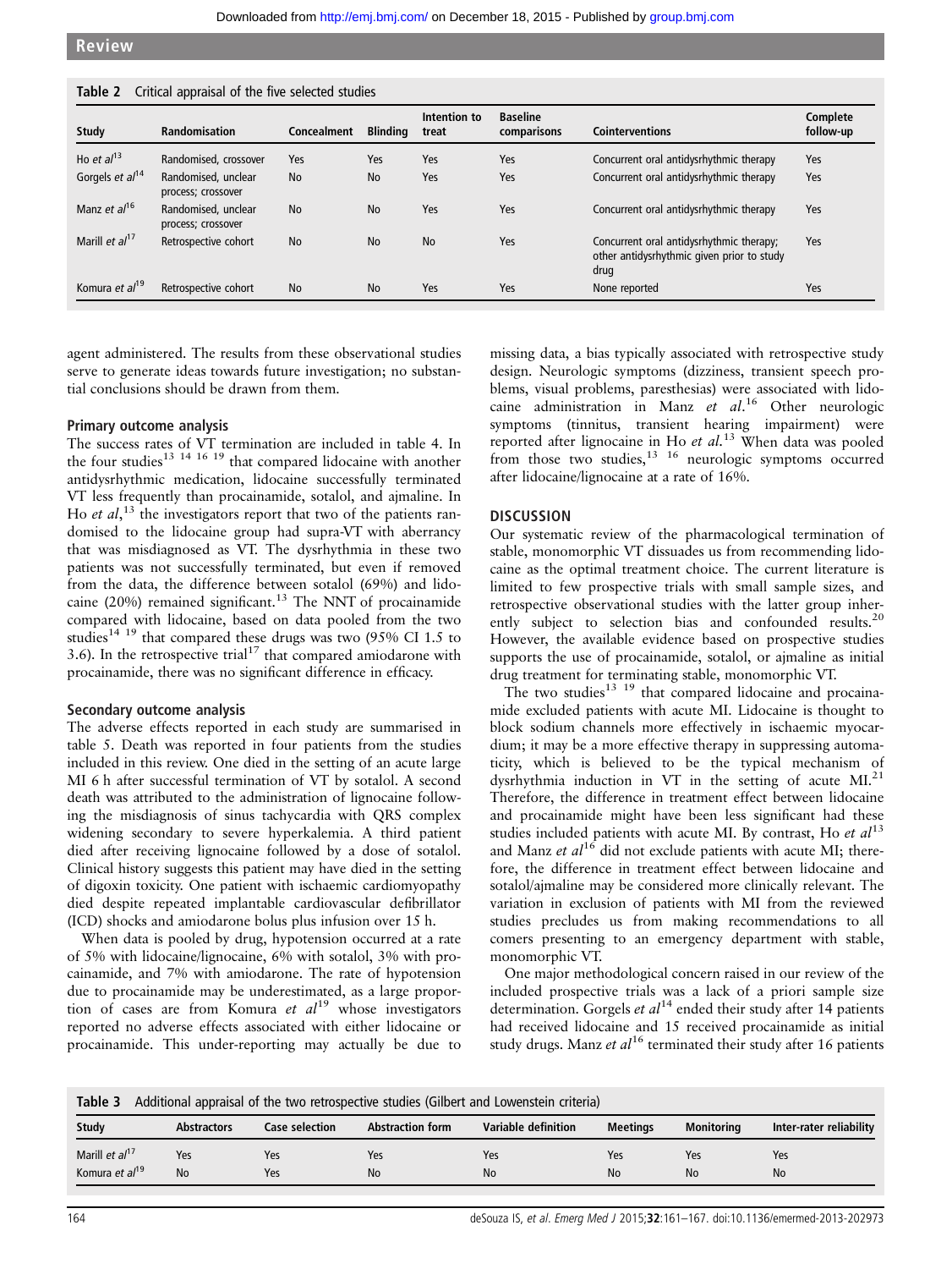Table 2 Critical appraisal of the five selected studies

| Study | Randomisation | Concealment | Blinding | Intention to treat | Baseline comparisons | Cointerventions | Complete follow-up |
|---|---|---|---|---|---|---|---|
| Ho *et al*[13] | Randomised, crossover | Yes | Yes | Yes | Yes | Concurrent oral antidysrhythmic therapy | Yes |
| Gorgels *et al*[14] | Randomised, unclear process; crossover | No | No | Yes | Yes | Concurrent oral antidysrhythmic therapy | Yes |
| Manz *et al*[16] | Randomised, unclear process; crossover | No | No | Yes | Yes | Concurrent oral antidysrhythmic therapy | Yes |
| Marill *et al*[17] | Retrospective cohort | No | No | No | Yes | Concurrent oral antidysrhythmic therapy; other antidysrhythmic given prior to study drug | Yes |
| Komura *et al*[19] | Retrospective cohort | No | No | Yes | Yes | None reported | Yes |

agent administered. The results from these observational studies serve to generate ideas towards future investigation; no substantial conclusions should be drawn from them.

### Primary outcome analysis

The success rates of VT termination are included in table 4. In the four studies[13 14 16 19] that compared lidocaine with another antidysrhythmic medication, lidocaine successfully terminated VT less frequently than procainamide, sotalol, and ajmaline. In Ho *et al*,[13] the investigators report that two of the patients randomised to the lidocaine group had supra-VT with aberrancy that was misdiagnosed as VT. The dysrhythmia in these two patients was not successfully terminated, but even if removed from the data, the difference between sotalol (69%) and lidocaine (20%) remained significant.[13] The NNT of procainamide compared with lidocaine, based on data pooled from the two studies[14 19] that compared these drugs was two (95% CI 1.5 to 3.6). In the retrospective trial[17] that compared amiodarone with procainamide, there was no significant difference in efficacy.

### Secondary outcome analysis

The adverse effects reported in each study are summarised in table 5. Death was reported in four patients from the studies included in this review. One died in the setting of an acute large MI 6 h after successful termination of VT by sotalol. A second death was attributed to the administration of lignocaine following the misdiagnosis of sinus tachycardia with QRS complex widening secondary to severe hyperkalemia. A third patient died after receiving lignocaine followed by a dose of sotalol. Clinical history suggests this patient may have died in the setting of digoxin toxicity. One patient with ischaemic cardiomyopathy died despite repeated implantable cardiovascular defibrillator (ICD) shocks and amiodarone bolus plus infusion over 15 h.

When data is pooled by drug, hypotension occurred at a rate of 5% with lidocaine/lignocaine, 6% with sotalol, 3% with procainamide, and 7% with amiodarone. The rate of hypotension due to procainamide may be underestimated, as a large proportion of cases are from Komura *et al*[19] whose investigators reported no adverse effects associated with either lidocaine or procainamide. This under-reporting may actually be due to missing data, a bias typically associated with retrospective study design. Neurologic symptoms (dizziness, transient speech problems, visual problems, paresthesias) were associated with lidocaine administration in Manz *et al*.[16] Other neurologic symptoms (tinnitus, transient hearing impairment) were reported after lignocaine in Ho *et al*.[13] When data was pooled from those two studies,[13 16] neurologic symptoms occurred after lidocaine/lignocaine at a rate of 16%.

## DISCUSSION

Our systematic review of the pharmacological termination of stable, monomorphic VT dissuades us from recommending lidocaine as the optimal treatment choice. The current literature is limited to few prospective trials with small sample sizes, and retrospective observational studies with the latter group inherently subject to selection bias and confounded results.[20] However, the available evidence based on prospective studies supports the use of procainamide, sotalol, or ajmaline as initial drug treatment for terminating stable, monomorphic VT.

The two studies[13 19] that compared lidocaine and procainamide excluded patients with acute MI. Lidocaine is thought to block sodium channels more effectively in ischaemic myocardium; it may be a more effective therapy in suppressing automaticity, which is believed to be the typical mechanism of dysrhythmia induction in VT in the setting of acute MI.[21] Therefore, the difference in treatment effect between lidocaine and procainamide might have been less significant had these studies included patients with acute MI. By contrast, Ho *et al*[13] and Manz *et al*[16] did not exclude patients with acute MI; therefore, the difference in treatment effect between lidocaine and sotalol/ajmaline may be considered more clinically relevant. The variation in exclusion of patients with MI from the reviewed studies precludes us from making recommendations to all comers presenting to an emergency department with stable, monomorphic VT.

One major methodological concern raised in our review of the included prospective trials was a lack of a priori sample size determination. Gorgels *et al*[14] ended their study after 14 patients had received lidocaine and 15 received procainamide as initial study drugs. Manz *et al*[16] terminated their study after 16 patients

Table 3 Additional appraisal of the two retrospective studies (Gilbert and Lowenstein criteria)

| Study | Abstractors | Case selection | Abstraction form | Variable definition | Meetings | Monitoring | Inter-rater reliability |
|---|---|---|---|---|---|---|---|
| Marill *et al*[17] | Yes | Yes | Yes | Yes | Yes | Yes | Yes |
| Komura *et al*[19] | No | Yes | No | No | No | No | No |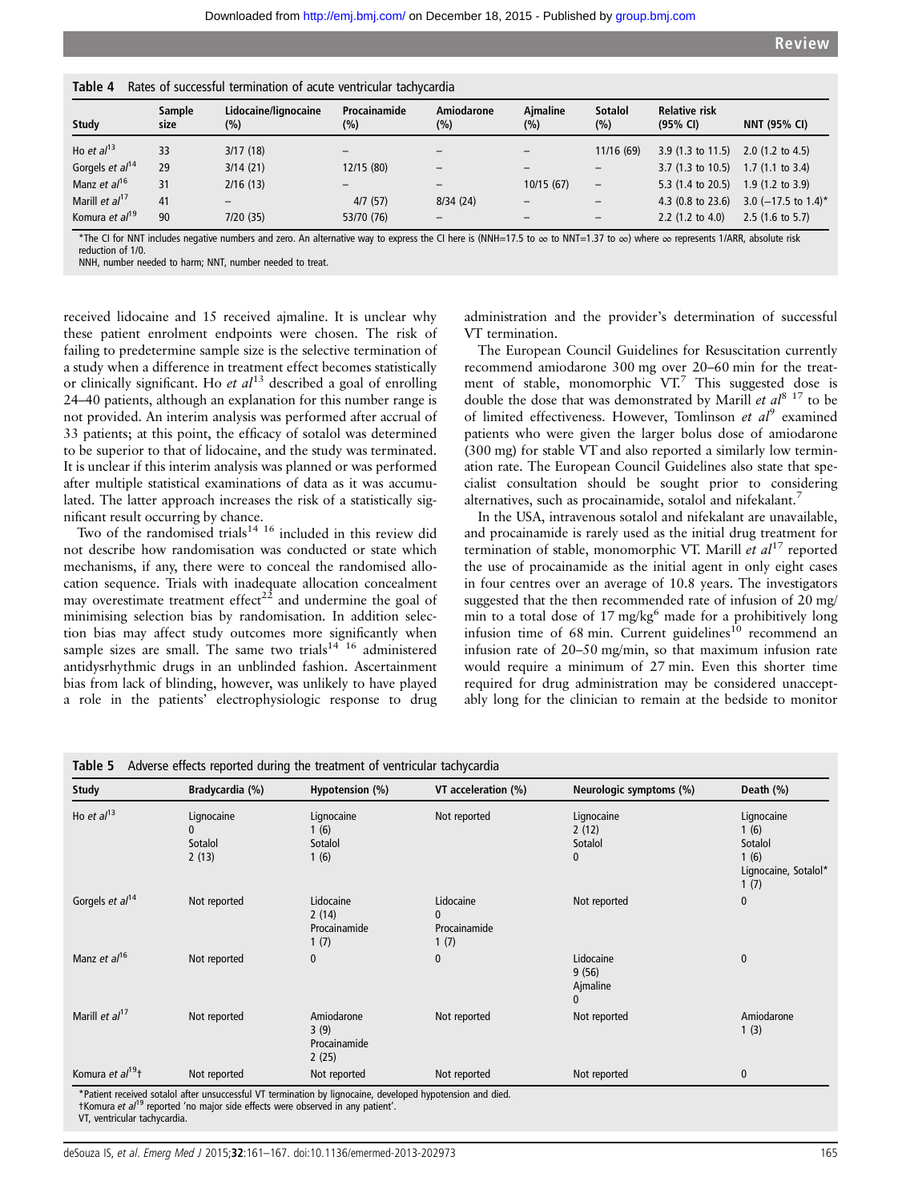**Table 4** Rates of successful termination of acute ventricular tachycardia

| Study | Sample size | Lidocaine/lignocaine (%) | Procainamide (%) | Amiodarone (%) | Ajmaline (%) | Sotalol (%) | Relative risk (95% CI) | NNT (95% CI) |
|---|---|---|---|---|---|---|---|---|
| Ho *et al*[13] | 33 | 3/17 (18) | – | – | – | 11/16 (69) | 3.9 (1.3 to 11.5) | 2.0 (1.2 to 4.5) |
| Gorgels *et al*[14] | 29 | 3/14 (21) | 12/15 (80) | – | – | – | 3.7 (1.3 to 10.5) | 1.7 (1.1 to 3.4) |
| Manz *et al*[16] | 31 | 2/16 (13) | – | – | 10/15 (67) | – | 5.3 (1.4 to 20.5) | 1.9 (1.2 to 3.9) |
| Marill *et al*[17] | 41 | – | 4/7 (57) | 8/34 (24) | – | – | 4.3 (0.8 to 23.6) | 3.0 (−17.5 to 1.4)* |
| Komura *et al*[19] | 90 | 7/20 (35) | 53/70 (76) | – | – | – | 2.2 (1.2 to 4.0) | 2.5 (1.6 to 5.7) |

*The CI for NNT includes negative numbers and zero. An alternative way to express the CI here is (NNH=17.5 to ∞ to NNT=1.37 to ∞) where ∞ represents 1/ARR, absolute risk reduction of 1/0.
NNH, number needed to harm; NNT, number needed to treat.

received lidocaine and 15 received ajmaline. It is unclear why these patient enrolment endpoints were chosen. The risk of failing to predetermine sample size is the selective termination of a study when a difference in treatment effect becomes statistically or clinically significant. Ho *et al*[13] described a goal of enrolling 24–40 patients, although an explanation for this number range is not provided. An interim analysis was performed after accrual of 33 patients; at this point, the efficacy of sotalol was determined to be superior to that of lidocaine, and the study was terminated. It is unclear if this interim analysis was planned or was performed after multiple statistical examinations of data as it was accumulated. The latter approach increases the risk of a statistically significant result occurring by chance.

Two of the randomised trials[14 16] included in this review did not describe how randomisation was conducted or state which mechanisms, if any, there were to conceal the randomised allocation sequence. Trials with inadequate allocation concealment may overestimate treatment effect[22] and undermine the goal of minimising selection bias by randomisation. In addition selection bias may affect study outcomes more significantly when sample sizes are small. The same two trials[14 16] administered antidysrhythmic drugs in an unblinded fashion. Ascertainment bias from lack of blinding, however, was unlikely to have played a role in the patients' electrophysiologic response to drug administration and the provider's determination of successful VT termination.

The European Council Guidelines for Resuscitation currently recommend amiodarone 300 mg over 20–60 min for the treatment of stable, monomorphic VT.[7] This suggested dose is double the dose that was demonstrated by Marill *et al*[8 17] to be of limited effectiveness. However, Tomlinson *et al*[9] examined patients who were given the larger bolus dose of amiodarone (300 mg) for stable VT and also reported a similarly low termination rate. The European Council Guidelines also state that specialist consultation should be sought prior to considering alternatives, such as procainamide, sotalol and nifekalant.[7]

In the USA, intravenous sotalol and nifekalant are unavailable, and procainamide is rarely used as the initial drug treatment for termination of stable, monomorphic VT. Marill *et al*[17] reported the use of procainamide as the initial agent in only eight cases in four centres over an average of 10.8 years. The investigators suggested that the then recommended rate of infusion of 20 mg/min to a total dose of 17 mg/kg[6] made for a prohibitively long infusion time of 68 min. Current guidelines[10] recommend an infusion rate of 20–50 mg/min, so that maximum infusion rate would require a minimum of 27 min. Even this shorter time required for drug administration may be considered unacceptably long for the clinician to remain at the bedside to monitor

**Table 5** Adverse effects reported during the treatment of ventricular tachycardia

| Study | Bradycardia (%) | Hypotension (%) | VT acceleration (%) | Neurologic symptoms (%) | Death (%) |
|---|---|---|---|---|---|
| Ho *et al*[13] | Lignocaine 0; Sotalol 2 (13) | Lignocaine 1 (6); Sotalol 1 (6) | Not reported | Lignocaine 2 (12); Sotalol 0 | Lignocaine 1 (6); Sotalol 1 (6); Lignocaine, Sotalol* 1 (7) |
| Gorgels *et al*[14] | Not reported | Lidocaine 2 (14); Procainamide 1 (7) | Lidocaine 0; Procainamide 1 (7) | Not reported | 0 |
| Manz *et al*[16] | Not reported | 0 | 0 | Lidocaine 9 (56); Ajmaline 0 | 0 |
| Marill *et al*[17] | Not reported | Amiodarone 3 (9); Procainamide 2 (25) | Not reported | Not reported | Amiodarone 1 (3) |
| Komura *et al*[19]† | Not reported | Not reported | Not reported | Not reported | 0 |

*Patient received sotalol after unsuccessful VT termination by lignocaine, developed hypotension and died.
†Komura *et al*[19] reported 'no major side effects were observed in any patient'.
VT, ventricular tachycardia.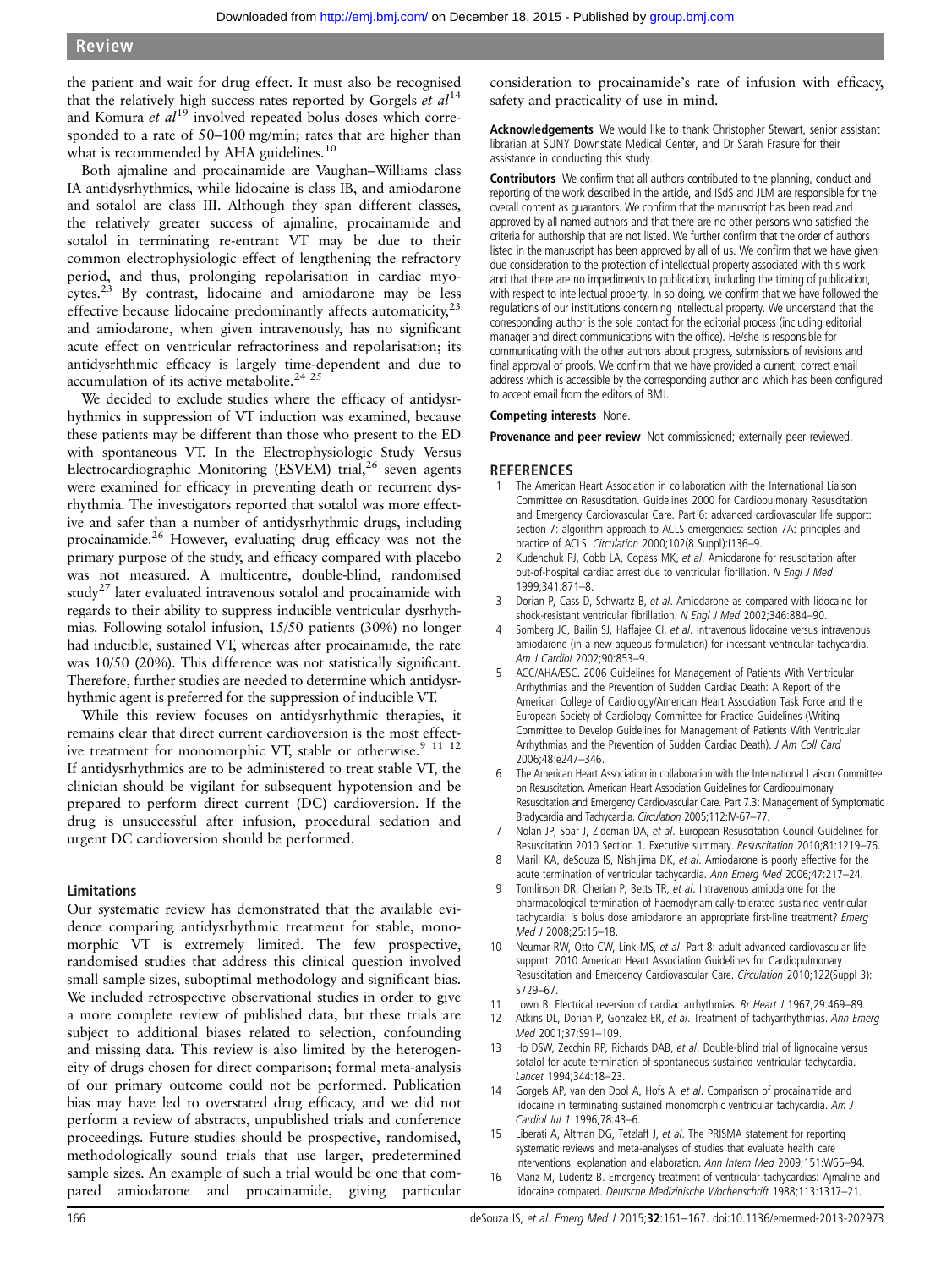the patient and wait for drug effect. It must also be recognised that the relatively high success rates reported by Gorgels *et al*[14] and Komura *et al*[19] involved repeated bolus doses which corresponded to a rate of 50–100 mg/min; rates that are higher than what is recommended by AHA guidelines.[10]

Both ajmaline and procainamide are Vaughan–Williams class IA antidysrhythmics, while lidocaine is class IB, and amiodarone and sotalol are class III. Although they span different classes, the relatively greater success of ajmaline, procainamide and sotalol in terminating re-entrant VT may be due to their common electrophysiologic effect of lengthening the refractory period, and thus, prolonging repolarisation in cardiac myocytes.[23] By contrast, lidocaine and amiodarone may be less effective because lidocaine predominantly affects automaticity,[23] and amiodarone, when given intravenously, has no significant acute effect on ventricular refractoriness and repolarisation; its antidysrhthmic efficacy is largely time-dependent and due to accumulation of its active metabolite.[24 25]

We decided to exclude studies where the efficacy of antidysrhythmics in suppression of VT induction was examined, because these patients may be different than those who present to the ED with spontaneous VT. In the Electrophysiologic Study Versus Electrocardiographic Monitoring (ESVEM) trial,[26] seven agents were examined for efficacy in preventing death or recurrent dysrhythmia. The investigators reported that sotalol was more effective and safer than a number of antidysrhythmic drugs, including procainamide.[26] However, evaluating drug efficacy was not the primary purpose of the study, and efficacy compared with placebo was not measured. A multicentre, double-blind, randomised study[27] later evaluated intravenous sotalol and procainamide with regards to their ability to suppress inducible ventricular dysrhythmias. Following sotalol infusion, 15/50 patients (30%) no longer had inducible, sustained VT, whereas after procainamide, the rate was 10/50 (20%). This difference was not statistically significant. Therefore, further studies are needed to determine which antidysrhythmic agent is preferred for the suppression of inducible VT.

While this review focuses on antidysrhythmic therapies, it remains clear that direct current cardioversion is the most effective treatment for monomorphic VT, stable or otherwise.[9 11 12] If antidysrhythmics are to be administered to treat stable VT, the clinician should be vigilant for subsequent hypotension and be prepared to perform direct current (DC) cardioversion. If the drug is unsuccessful after infusion, procedural sedation and urgent DC cardioversion should be performed.

### Limitations

Our systematic review has demonstrated that the available evidence comparing antidysrhythmic treatment for stable, monomorphic VT is extremely limited. The few prospective, randomised studies that address this clinical question involved small sample sizes, suboptimal methodology and significant bias. We included retrospective observational studies in order to give a more complete review of published data, but these trials are subject to additional biases related to selection, confounding and missing data. This review is also limited by the heterogeneity of drugs chosen for direct comparison; formal meta-analysis of our primary outcome could not be performed. Publication bias may have led to overstated drug efficacy, and we did not perform a review of abstracts, unpublished trials and conference proceedings. Future studies should be prospective, randomised, methodologically sound trials that use larger, predetermined sample sizes. An example of such a trial would be one that compared amiodarone and procainamide, giving particular consideration to procainamide's rate of infusion with efficacy, safety and practicality of use in mind.

**Acknowledgements** We would like to thank Christopher Stewart, senior assistant librarian at SUNY Downstate Medical Center, and Dr Sarah Frasure for their assistance in conducting this study.

**Contributors** We confirm that all authors contributed to the planning, conduct and reporting of the work described in the article, and ISdS and JLM are responsible for the overall content as guarantors. We confirm that the manuscript has been read and approved by all named authors and that there are no other persons who satisfied the criteria for authorship that are not listed. We further confirm that the order of authors listed in the manuscript has been approved by all of us. We confirm that we have given due consideration to the protection of intellectual property associated with this work and that there are no impediments to publication, including the timing of publication, with respect to intellectual property. In so doing, we confirm that we have followed the regulations of our institutions concerning intellectual property. We understand that the corresponding author is the sole contact for the editorial process (including editorial manager and direct communications with the office). He/she is responsible for communicating with the other authors about progress, submissions of revisions and final approval of proofs. We confirm that we have provided a current, correct email address which is accessible by the corresponding author and which has been configured to accept email from the editors of BMJ.

**Competing interests** None.

**Provenance and peer review** Not commissioned; externally peer reviewed.

## REFERENCES

1. The American Heart Association in collaboration with the International Liaison Committee on Resuscitation. Guidelines 2000 for Cardiopulmonary Resuscitation and Emergency Cardiovascular Care. Part 6: advanced cardiovascular life support: section 7: algorithm approach to ACLS emergencies: section 7A: principles and practice of ACLS. *Circulation* 2000;102(8 Suppl):I136–9.
2. Kudenchuk PJ, Cobb LA, Copass MK, *et al*. Amiodarone for resuscitation after out-of-hospital cardiac arrest due to ventricular fibrillation. *N Engl J Med* 1999;341:871–8.
3. Dorian P, Cass D, Schwartz B, *et al*. Amiodarone as compared with lidocaine for shock-resistant ventricular fibrillation. *N Engl J Med* 2002;346:884–90.
4. Somberg JC, Bailin SJ, Haffajee CI, *et al*. Intravenous lidocaine versus intravenous amiodarone (in a new aqueous formulation) for incessant ventricular tachycardia. *Am J Cardiol* 2002;90:853–9.
5. ACC/AHA/ESC. 2006 Guidelines for Management of Patients With Ventricular Arrhythmias and the Prevention of Sudden Cardiac Death: A Report of the American College of Cardiology/American Heart Association Task Force and the European Society of Cardiology Committee for Practice Guidelines (Writing Committee to Develop Guidelines for Management of Patients With Ventricular Arrhythmias and the Prevention of Sudden Cardiac Death). *J Am Coll Card* 2006;48:e247–346.
6. The American Heart Association in collaboration with the International Liaison Committee on Resuscitation. American Heart Association Guidelines for Cardiopulmonary Resuscitation and Emergency Cardiovascular Care. Part 7.3: Management of Symptomatic Bradycardia and Tachycardia. *Circulation* 2005;112:IV-67–77.
7. Nolan JP, Soar J, Zideman DA, *et al*. European Resuscitation Council Guidelines for Resuscitation 2010 Section 1. Executive summary. *Resuscitation* 2010;81:1219–76.
8. Marill KA, deSouza IS, Nishijima DK, *et al*. Amiodarone is poorly effective for the acute termination of ventricular tachycardia. *Ann Emerg Med* 2006;47:217–24.
9. Tomlinson DR, Cherian P, Betts TR, *et al*. Intravenous amiodarone for the pharmacological termination of haemodynamically-tolerated sustained ventricular tachycardia: is bolus dose amiodarone an appropriate first-line treatment? *Emerg Med J* 2008;25:15–18.
10. Neumar RW, Otto CW, Link MS, *et al*. Part 8: adult advanced cardiovascular life support: 2010 American Heart Association Guidelines for Cardiopulmonary Resuscitation and Emergency Cardiovascular Care. *Circulation* 2010;122(Suppl 3):S729–67.
11. Lown B. Electrical reversion of cardiac arrhythmias. *Br Heart J* 1967;29:469–89.
12. Atkins DL, Dorian P, Gonzalez ER, *et al*. Treatment of tachyarrhythmias. *Ann Emerg Med* 2001;37:S91–109.
13. Ho DSW, Zecchin RP, Richards DAB, *et al*. Double-blind trial of lignocaine versus sotalol for acute termination of spontaneous sustained ventricular tachycardia. *Lancet* 1994;344:18–23.
14. Gorgels AP, van den Dool A, Hofs A, *et al*. Comparison of procainamide and lidocaine in terminating sustained monomorphic ventricular tachycardia. *Am J Cardiol Jul 1* 1996;78:43–6.
15. Liberati A, Altman DG, Tetzlaff J, *et al*. The PRISMA statement for reporting systematic reviews and meta-analyses of studies that evaluate health care interventions: explanation and elaboration. *Ann Intern Med* 2009;151:W65–94.
16. Manz M, Luderitz B. Emergency treatment of ventricular tachycardias: Ajmaline and lidocaine compared. *Deutsche Medizinische Wochenschrift* 1988;113:1317–21.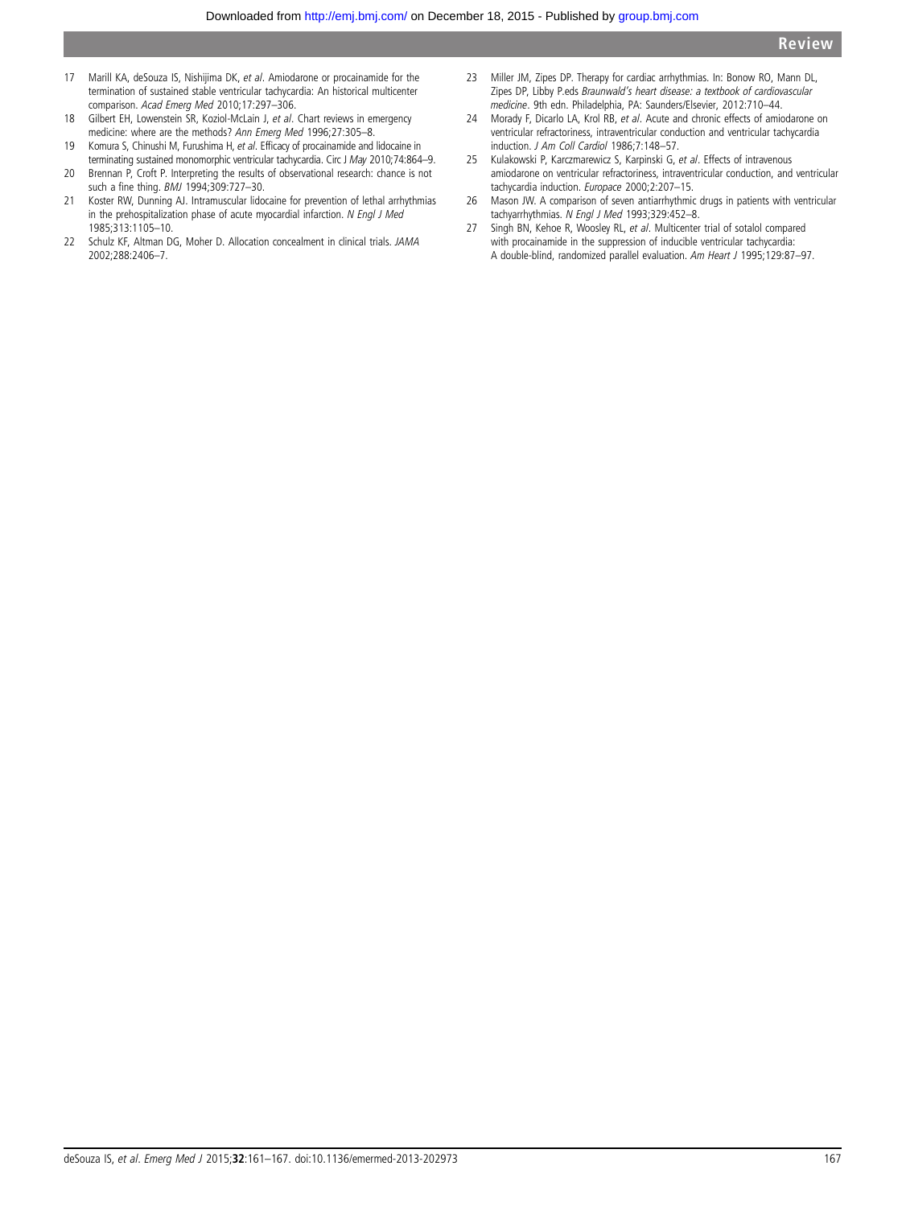17 Marill KA, deSouza IS, Nishijima DK, *et al*. Amiodarone or procainamide for the termination of sustained stable ventricular tachycardia: An historical multicenter comparison. *Acad Emerg Med* 2010;17:297–306.

18 Gilbert EH, Lowenstein SR, Koziol-McLain J, *et al*. Chart reviews in emergency medicine: where are the methods? *Ann Emerg Med* 1996;27:305–8.

19 Komura S, Chinushi M, Furushima H, *et al*. Efficacy of procainamide and lidocaine in terminating sustained monomorphic ventricular tachycardia. Circ J *May* 2010;74:864–9.

20 Brennan P, Croft P. Interpreting the results of observational research: chance is not such a fine thing. *BMJ* 1994;309:727–30.

21 Koster RW, Dunning AJ. Intramuscular lidocaine for prevention of lethal arrhythmias in the prehospitalization phase of acute myocardial infarction. *N Engl J Med* 1985;313:1105–10.

22 Schulz KF, Altman DG, Moher D. Allocation concealment in clinical trials. *JAMA* 2002;288:2406–7.

23 Miller JM, Zipes DP. Therapy for cardiac arrhythmias. In: Bonow RO, Mann DL, Zipes DP, Libby P.eds *Braunwald's heart disease: a textbook of cardiovascular medicine*. 9th edn. Philadelphia, PA: Saunders/Elsevier, 2012:710–44.

24 Morady F, Dicarlo LA, Krol RB, *et al*. Acute and chronic effects of amiodarone on ventricular refractoriness, intraventricular conduction and ventricular tachycardia induction. *J Am Coll Cardiol* 1986;7:148–57.

25 Kulakowski P, Karczmarewicz S, Karpinski G, *et al*. Effects of intravenous amiodarone on ventricular refractoriness, intraventricular conduction, and ventricular tachycardia induction. *Europace* 2000;2:207–15.

26 Mason JW. A comparison of seven antiarrhythmic drugs in patients with ventricular tachyarrhythmias. *N Engl J Med* 1993;329:452–8.

27 Singh BN, Kehoe R, Woosley RL, *et al*. Multicenter trial of sotalol compared with procainamide in the suppression of inducible ventricular tachycardia: A double-blind, randomized parallel evaluation. *Am Heart J* 1995;129:87–97.